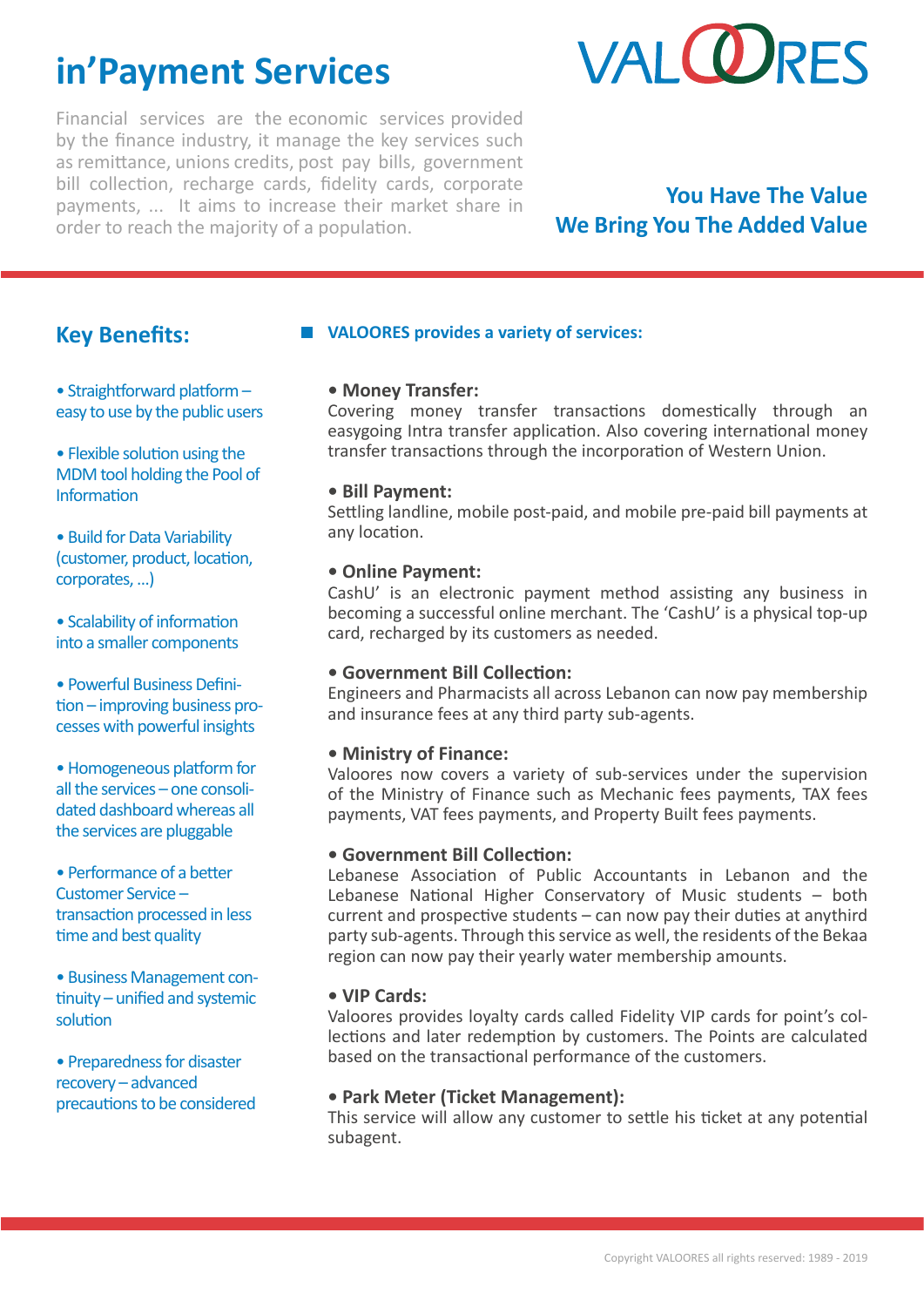# in’Payment Services

VALOORES

Financial services are the economic services provided by the finance industry, it manage the key services such as remittance, unions credits, post pay bills, government bill collection, recharge cards, fidelity cards, corporate payments, ... It aims to increase their market share in order to reach the majority of a population.

**You Have The Value**
**We Bring You The Added Value**

## Key Benefits:

- Straightforward platform – easy to use by the public users
- Flexible solution using the MDM tool holding the Pool of Information
- Build for Data Variability (customer, product, location, corporates, ...)
- Scalability of information into a smaller components
- Powerful Business Definition – improving business processes with powerful insights
- Homogeneous platform for all the services – one consolidated dashboard whereas all the services are pluggable
- Performance of a better Customer Service – transaction processed in less time and best quality
- Business Management continuity – unified and systemic solution
- Preparedness for disaster recovery – advanced precautions to be considered

## VALOORES provides a variety of services:

**• Money Transfer:**
Covering money transfer transactions domestically through an easygoing Intra transfer application. Also covering international money transfer transactions through the incorporation of Western Union.

**• Bill Payment:**
Settling landline, mobile post-paid, and mobile pre-paid bill payments at any location.

**• Online Payment:**
CashU’ is an electronic payment method assisting any business in becoming a successful online merchant. The ‘CashU’ is a physical top-up card, recharged by its customers as needed.

**• Government Bill Collection:**
Engineers and Pharmacists all across Lebanon can now pay membership and insurance fees at any third party sub-agents.

**• Ministry of Finance:**
Valoores now covers a variety of sub-services under the supervision of the Ministry of Finance such as Mechanic fees payments, TAX fees payments, VAT fees payments, and Property Built fees payments.

**• Government Bill Collection:**
Lebanese Association of Public Accountants in Lebanon and the Lebanese National Higher Conservatory of Music students – both current and prospective students – can now pay their duties at anythird party sub-agents. Through this service as well, the residents of the Bekaa region can now pay their yearly water membership amounts.

**• VIP Cards:**
Valoores provides loyalty cards called Fidelity VIP cards for point’s collections and later redemption by customers. The Points are calculated based on the transactional performance of the customers.

**• Park Meter (Ticket Management):**
This service will allow any customer to settle his ticket at any potential subagent.

Copyright VALOORES all rights reserved: 1989 - 2019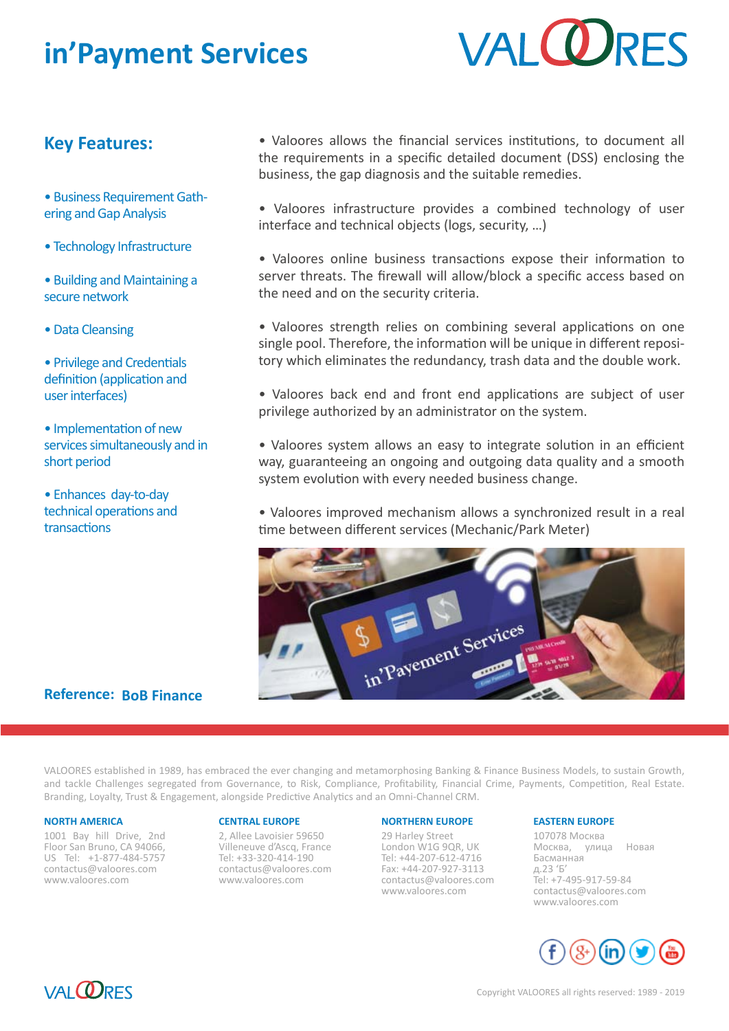# in'Payment Services

## Key Features:

- Business Requirement Gathering and Gap Analysis
- Technology Infrastructure
- Building and Maintaining a secure network
- Data Cleansing
- Privilege and Credentials definition (application and user interfaces)
- Implementation of new services simultaneously and in short period
- Enhances day-to-day technical operations and transactions

- Valoores allows the financial services institutions, to document all the requirements in a specific detailed document (DSS) enclosing the business, the gap diagnosis and the suitable remedies.
- Valoores infrastructure provides a combined technology of user interface and technical objects (logs, security, …)
- Valoores online business transactions expose their information to server threats. The firewall will allow/block a specific access based on the need and on the security criteria.
- Valoores strength relies on combining several applications on one single pool. Therefore, the information will be unique in different repository which eliminates the redundancy, trash data and the double work.
- Valoores back end and front end applications are subject of user privilege authorized by an administrator on the system.
- Valoores system allows an easy to integrate solution in an efficient way, guaranteeing an ongoing and outgoing data quality and a smooth system evolution with every needed business change.
- Valoores improved mechanism allows a synchronized result in a real time between different services (Mechanic/Park Meter)

**Reference: BoB Finance**

VALOORES established in 1989, has embraced the ever changing and metamorphosing Banking & Finance Business Models, to sustain Growth, and tackle Challenges segregated from Governance, to Risk, Compliance, Profitability, Financial Crime, Payments, Competition, Real Estate. Branding, Loyalty, Trust & Engagement, alongside Predictive Analytics and an Omni-Channel CRM.

**NORTH AMERICA**
1001 Bay hill Drive, 2nd Floor San Bruno, CA 94066, US Tel: +1-877-484-5757
contactus@valoores.com
www.valoores.com

**CENTRAL EUROPE**
2, Allee Lavoisier 59650 Villeneuve d'Ascq, France
Tel: +33-320-414-190
contactus@valoores.com
www.valoores.com

**NORTHERN EUROPE**
29 Harley Street
London W1G 9QR, UK
Tel: +44-207-612-4716
Fax: +44-207-927-3113
contactus@valoores.com
www.valoores.com

**EASTERN EUROPE**
107078 Москва
Москва, улица Новая Басманная
д.23 'Б'
Tel: +7-495-917-59-84
contactus@valoores.com
www.valoores.com

Copyright VALOORES all rights reserved: 1989 - 2019